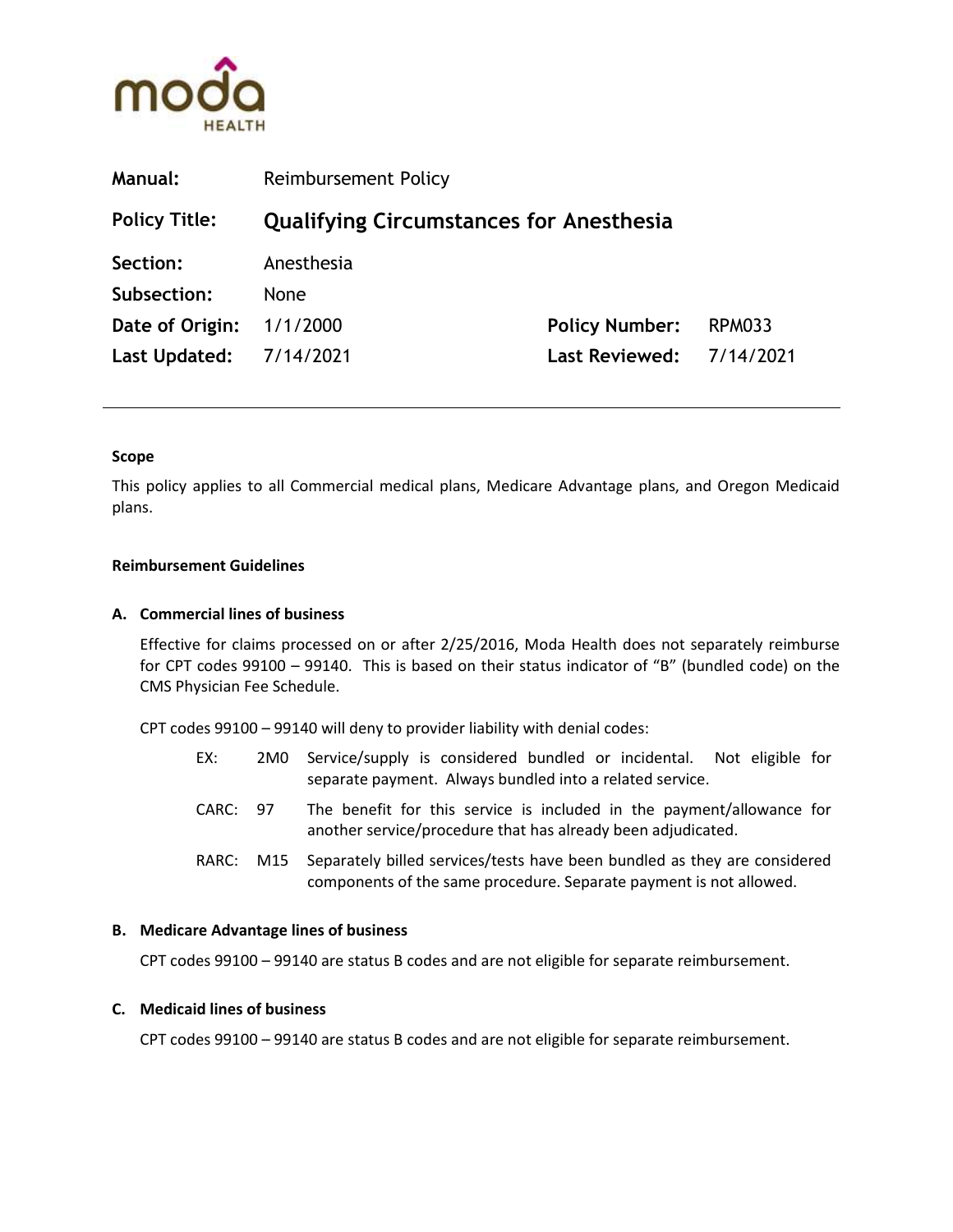| | | | |
|---|---|---|---|
| **Manual:** | Reimbursement Policy | | |
| **Policy Title:** | **Qualifying Circumstances for Anesthesia** | | |
| **Section:** | Anesthesia | | |
| **Subsection:** | None | | |
| **Date of Origin:** | 1/1/2000 | **Policy Number:** | RPM033 |
| **Last Updated:** | 7/14/2021 | **Last Reviewed:** | 7/14/2021 |

---

**Scope**

This policy applies to all Commercial medical plans, Medicare Advantage plans, and Oregon Medicaid plans.

**Reimbursement Guidelines**

**A. Commercial lines of business**

Effective for claims processed on or after 2/25/2016, Moda Health does not separately reimburse for CPT codes 99100 – 99140. This is based on their status indicator of "B" (bundled code) on the CMS Physician Fee Schedule.

CPT codes 99100 – 99140 will deny to provider liability with denial codes:

| | | |
|---|---|---|
| EX: | 2M0 | Service/supply is considered bundled or incidental. Not eligible for separate payment. Always bundled into a related service. |
| CARC: | 97 | The benefit for this service is included in the payment/allowance for another service/procedure that has already been adjudicated. |
| RARC: | M15 | Separately billed services/tests have been bundled as they are considered components of the same procedure. Separate payment is not allowed. |

**B. Medicare Advantage lines of business**

CPT codes 99100 – 99140 are status B codes and are not eligible for separate reimbursement.

**C. Medicaid lines of business**

CPT codes 99100 – 99140 are status B codes and are not eligible for separate reimbursement.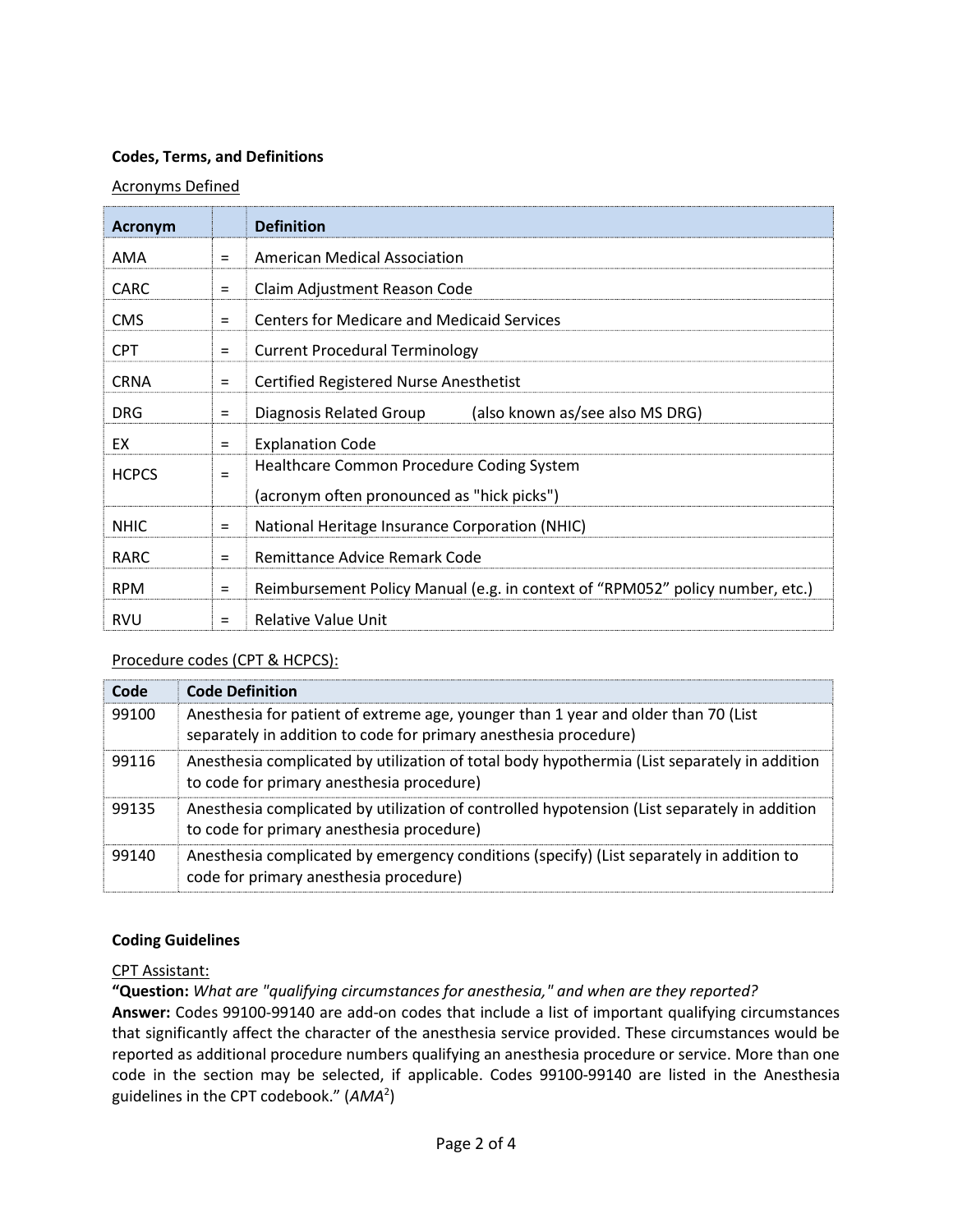**Codes, Terms, and Definitions**

Acronyms Defined

| Acronym | | Definition |
|---|---|---|
| AMA | = | American Medical Association |
| CARC | = | Claim Adjustment Reason Code |
| CMS | = | Centers for Medicare and Medicaid Services |
| CPT | = | Current Procedural Terminology |
| CRNA | = | Certified Registered Nurse Anesthetist |
| DRG | = | Diagnosis Related Group (also known as/see also MS DRG) |
| EX | = | Explanation Code |
| HCPCS | = | Healthcare Common Procedure Coding System (acronym often pronounced as "hick picks") |
| NHIC | = | National Heritage Insurance Corporation (NHIC) |
| RARC | = | Remittance Advice Remark Code |
| RPM | = | Reimbursement Policy Manual (e.g. in context of "RPM052" policy number, etc.) |
| RVU | = | Relative Value Unit |

Procedure codes (CPT & HCPCS):

| Code | Code Definition |
|---|---|
| 99100 | Anesthesia for patient of extreme age, younger than 1 year and older than 70 (List separately in addition to code for primary anesthesia procedure) |
| 99116 | Anesthesia complicated by utilization of total body hypothermia (List separately in addition to code for primary anesthesia procedure) |
| 99135 | Anesthesia complicated by utilization of controlled hypotension (List separately in addition to code for primary anesthesia procedure) |
| 99140 | Anesthesia complicated by emergency conditions (specify) (List separately in addition to code for primary anesthesia procedure) |

**Coding Guidelines**

CPT Assistant:

**"Question:** *What are "qualifying circumstances for anesthesia," and when are they reported?*
**Answer:** Codes 99100-99140 are add-on codes that include a list of important qualifying circumstances that significantly affect the character of the anesthesia service provided. These circumstances would be reported as additional procedure numbers qualifying an anesthesia procedure or service. More than one code in the section may be selected, if applicable. Codes 99100-99140 are listed in the Anesthesia guidelines in the CPT codebook." (*AMA*[2])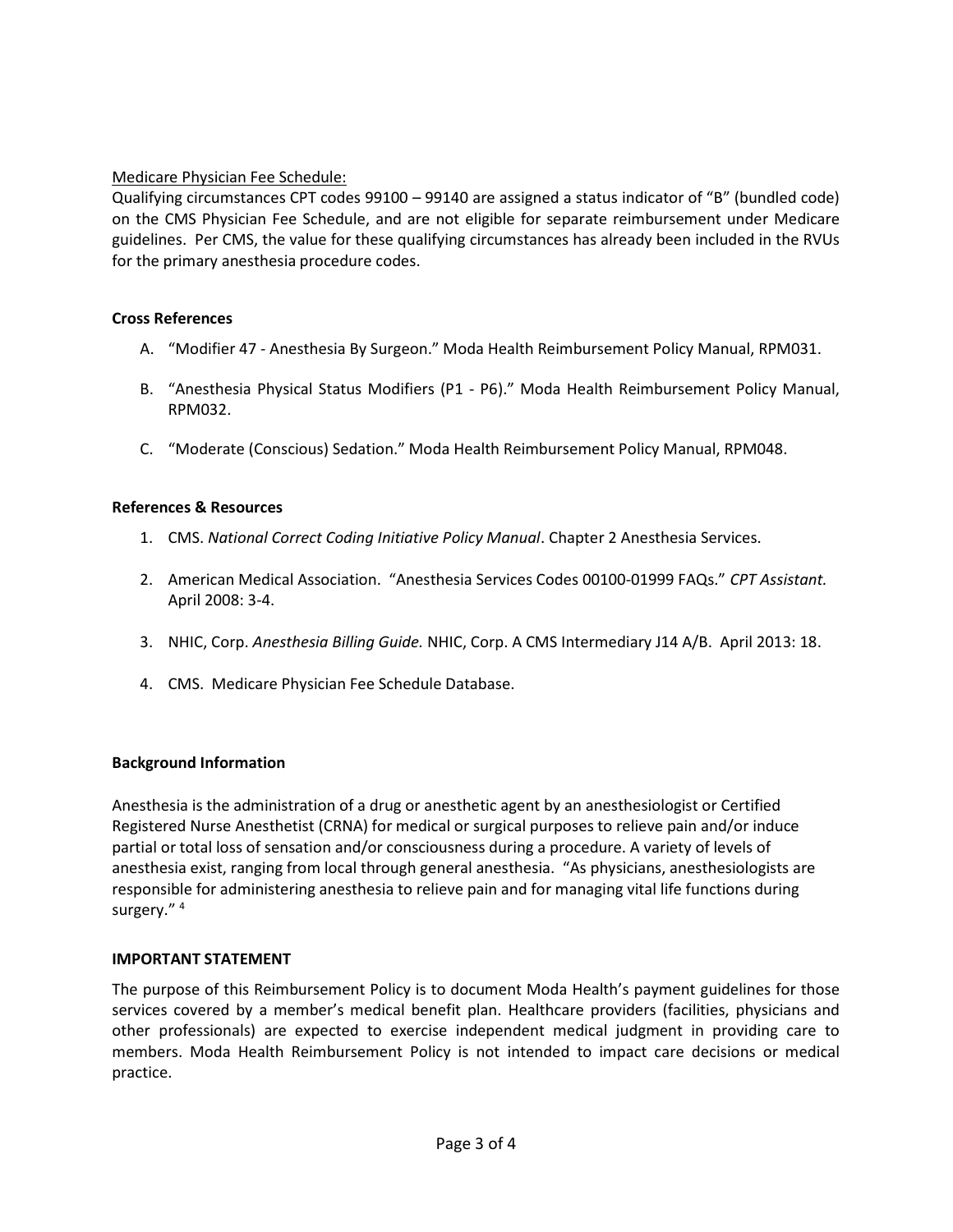Medicare Physician Fee Schedule:

Qualifying circumstances CPT codes 99100 – 99140 are assigned a status indicator of "B" (bundled code) on the CMS Physician Fee Schedule, and are not eligible for separate reimbursement under Medicare guidelines. Per CMS, the value for these qualifying circumstances has already been included in the RVUs for the primary anesthesia procedure codes.

**Cross References**

A. "Modifier 47 - Anesthesia By Surgeon." Moda Health Reimbursement Policy Manual, RPM031.

B. "Anesthesia Physical Status Modifiers (P1 - P6)." Moda Health Reimbursement Policy Manual, RPM032.

C. "Moderate (Conscious) Sedation." Moda Health Reimbursement Policy Manual, RPM048.

**References & Resources**

1. CMS. *National Correct Coding Initiative Policy Manual*. Chapter 2 Anesthesia Services.

2. American Medical Association. "Anesthesia Services Codes 00100-01999 FAQs." *CPT Assistant.* April 2008: 3-4.

3. NHIC, Corp. *Anesthesia Billing Guide.* NHIC, Corp. A CMS Intermediary J14 A/B. April 2013: 18.

4. CMS. Medicare Physician Fee Schedule Database.

**Background Information**

Anesthesia is the administration of a drug or anesthetic agent by an anesthesiologist or Certified Registered Nurse Anesthetist (CRNA) for medical or surgical purposes to relieve pain and/or induce partial or total loss of sensation and/or consciousness during a procedure. A variety of levels of anesthesia exist, ranging from local through general anesthesia. "As physicians, anesthesiologists are responsible for administering anesthesia to relieve pain and for managing vital life functions during surgery." [4]

**IMPORTANT STATEMENT**

The purpose of this Reimbursement Policy is to document Moda Health's payment guidelines for those services covered by a member's medical benefit plan. Healthcare providers (facilities, physicians and other professionals) are expected to exercise independent medical judgment in providing care to members. Moda Health Reimbursement Policy is not intended to impact care decisions or medical practice.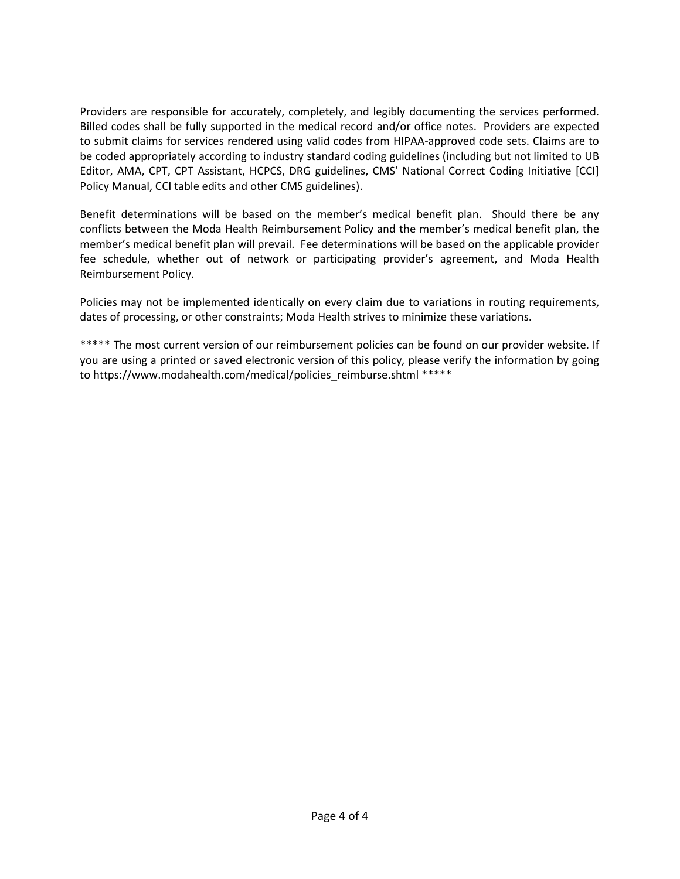Providers are responsible for accurately, completely, and legibly documenting the services performed. Billed codes shall be fully supported in the medical record and/or office notes. Providers are expected to submit claims for services rendered using valid codes from HIPAA-approved code sets. Claims are to be coded appropriately according to industry standard coding guidelines (including but not limited to UB Editor, AMA, CPT, CPT Assistant, HCPCS, DRG guidelines, CMS' National Correct Coding Initiative [CCI] Policy Manual, CCI table edits and other CMS guidelines).

Benefit determinations will be based on the member's medical benefit plan. Should there be any conflicts between the Moda Health Reimbursement Policy and the member's medical benefit plan, the member's medical benefit plan will prevail. Fee determinations will be based on the applicable provider fee schedule, whether out of network or participating provider's agreement, and Moda Health Reimbursement Policy.

Policies may not be implemented identically on every claim due to variations in routing requirements, dates of processing, or other constraints; Moda Health strives to minimize these variations.

***** The most current version of our reimbursement policies can be found on our provider website. If you are using a printed or saved electronic version of this policy, please verify the information by going to https://www.modahealth.com/medical/policies_reimburse.shtml *****